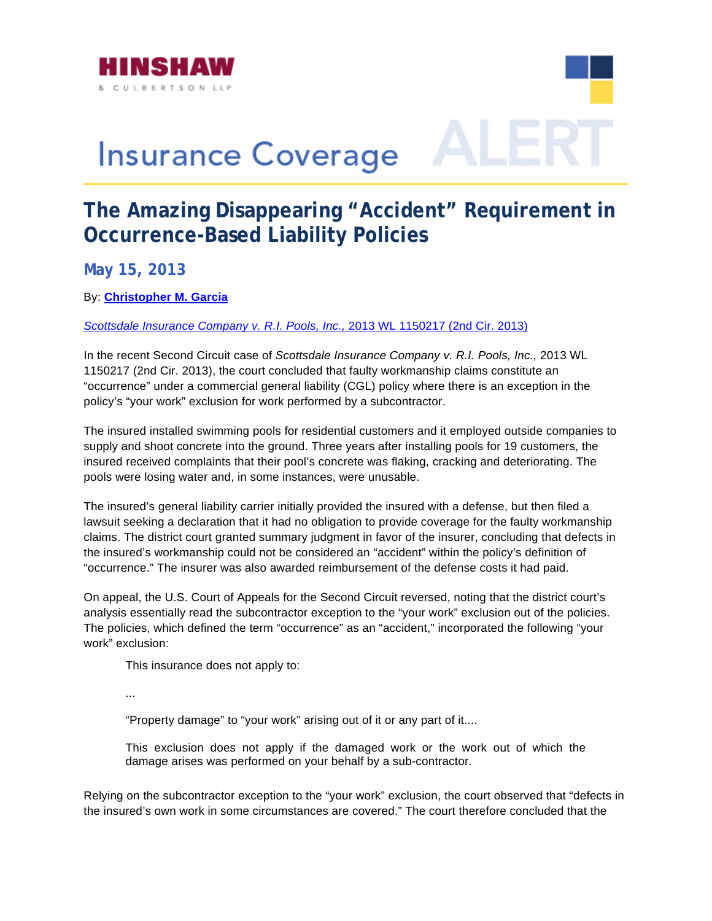HINSHAW & CULBERTSON LLP

# Insurance Coverage ALERT

## The Amazing Disappearing "Accident" Requirement in Occurrence-Based Liability Policies

### May 15, 2013

By: **Christopher M. Garcia**

*Scottsdale Insurance Company v. R.I. Pools, Inc.,* 2013 WL 1150217 (2nd Cir. 2013)

In the recent Second Circuit case of *Scottsdale Insurance Company v. R.I. Pools, Inc.,* 2013 WL 1150217 (2nd Cir. 2013), the court concluded that faulty workmanship claims constitute an "occurrence" under a commercial general liability (CGL) policy where there is an exception in the policy's "your work" exclusion for work performed by a subcontractor.

The insured installed swimming pools for residential customers and it employed outside companies to supply and shoot concrete into the ground. Three years after installing pools for 19 customers, the insured received complaints that their pool's concrete was flaking, cracking and deteriorating. The pools were losing water and, in some instances, were unusable.

The insured's general liability carrier initially provided the insured with a defense, but then filed a lawsuit seeking a declaration that it had no obligation to provide coverage for the faulty workmanship claims. The district court granted summary judgment in favor of the insurer, concluding that defects in the insured's workmanship could not be considered an "accident" within the policy's definition of "occurrence." The insurer was also awarded reimbursement of the defense costs it had paid.

On appeal, the U.S. Court of Appeals for the Second Circuit reversed, noting that the district court's analysis essentially read the subcontractor exception to the "your work" exclusion out of the policies. The policies, which defined the term "occurrence" as an "accident," incorporated the following "your work" exclusion:

> This insurance does not apply to:
>
> ...
>
> "Property damage" to "your work" arising out of it or any part of it....
>
> This exclusion does not apply if the damaged work or the work out of which the damage arises was performed on your behalf by a sub-contractor.

Relying on the subcontractor exception to the "your work" exclusion, the court observed that "defects in the insured's own work in some circumstances are covered." The court therefore concluded that the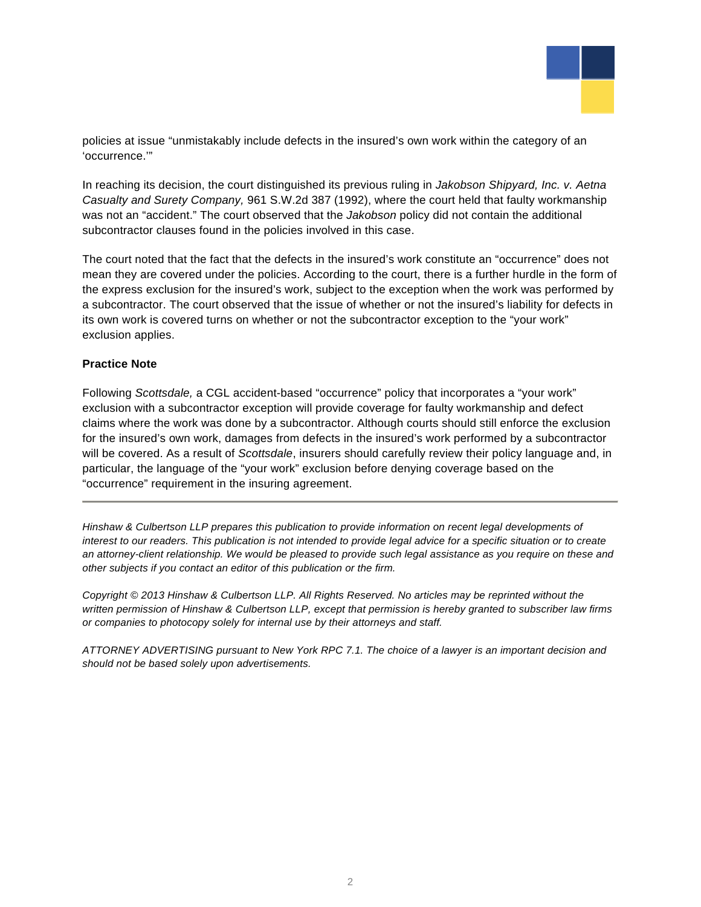policies at issue "unmistakably include defects in the insured's own work within the category of an 'occurrence.'"

In reaching its decision, the court distinguished its previous ruling in *Jakobson Shipyard, Inc. v. Aetna Casualty and Surety Company,* 961 S.W.2d 387 (1992), where the court held that faulty workmanship was not an "accident." The court observed that the *Jakobson* policy did not contain the additional subcontractor clauses found in the policies involved in this case.

The court noted that the fact that the defects in the insured's work constitute an "occurrence" does not mean they are covered under the policies. According to the court, there is a further hurdle in the form of the express exclusion for the insured's work, subject to the exception when the work was performed by a subcontractor. The court observed that the issue of whether or not the insured's liability for defects in its own work is covered turns on whether or not the subcontractor exception to the "your work" exclusion applies.

**Practice Note**

Following *Scottsdale,* a CGL accident-based "occurrence" policy that incorporates a "your work" exclusion with a subcontractor exception will provide coverage for faulty workmanship and defect claims where the work was done by a subcontractor. Although courts should still enforce the exclusion for the insured's own work, damages from defects in the insured's work performed by a subcontractor will be covered. As a result of *Scottsdale*, insurers should carefully review their policy language and, in particular, the language of the "your work" exclusion before denying coverage based on the "occurrence" requirement in the insuring agreement.

---

*Hinshaw & Culbertson LLP prepares this publication to provide information on recent legal developments of interest to our readers. This publication is not intended to provide legal advice for a specific situation or to create an attorney-client relationship. We would be pleased to provide such legal assistance as you require on these and other subjects if you contact an editor of this publication or the firm.*

*Copyright © 2013 Hinshaw & Culbertson LLP. All Rights Reserved. No articles may be reprinted without the written permission of Hinshaw & Culbertson LLP, except that permission is hereby granted to subscriber law firms or companies to photocopy solely for internal use by their attorneys and staff.*

*ATTORNEY ADVERTISING pursuant to New York RPC 7.1. The choice of a lawyer is an important decision and should not be based solely upon advertisements.*